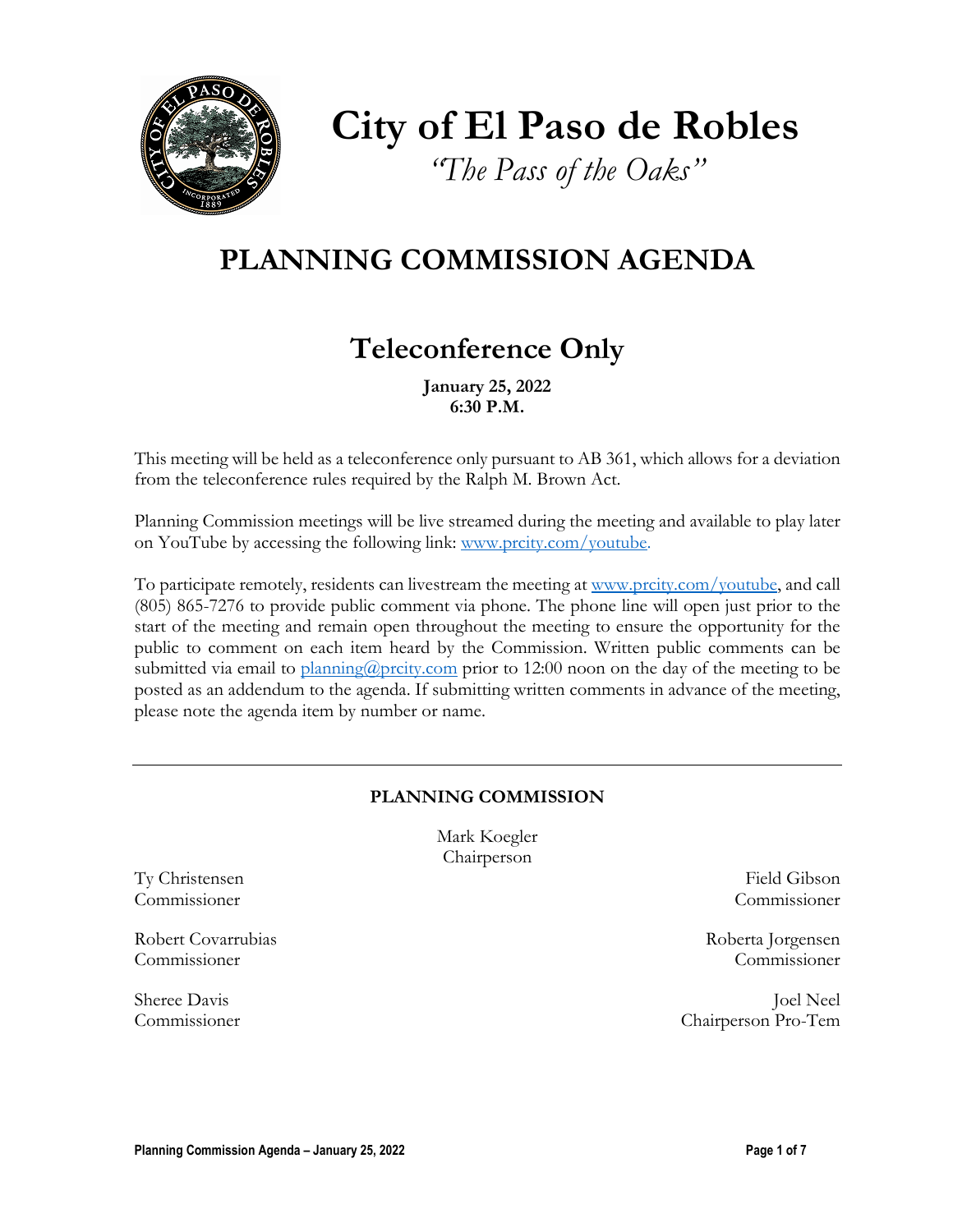# City of El Paso de Robles

*"The Pass of the Oaks"*

# PLANNING COMMISSION AGENDA

## Teleconference Only

**January 25, 2022**
**6:30 P.M.**

This meeting will be held as a teleconference only pursuant to AB 361, which allows for a deviation from the teleconference rules required by the Ralph M. Brown Act.

Planning Commission meetings will be live streamed during the meeting and available to play later on YouTube by accessing the following link: www.prcity.com/youtube.

To participate remotely, residents can livestream the meeting at www.prcity.com/youtube, and call (805) 865-7276 to provide public comment via phone. The phone line will open just prior to the start of the meeting and remain open throughout the meeting to ensure the opportunity for the public to comment on each item heard by the Commission. Written public comments can be submitted via email to planning@prcity.com prior to 12:00 noon on the day of the meeting to be posted as an addendum to the agenda. If submitting written comments in advance of the meeting, please note the agenda item by number or name.

---

**PLANNING COMMISSION**

Mark Koegler
Chairperson

Ty Christensen
Commissioner

Field Gibson
Commissioner

Robert Covarrubias
Commissioner

Roberta Jorgensen
Commissioner

Sheree Davis
Commissioner

Joel Neel
Chairperson Pro-Tem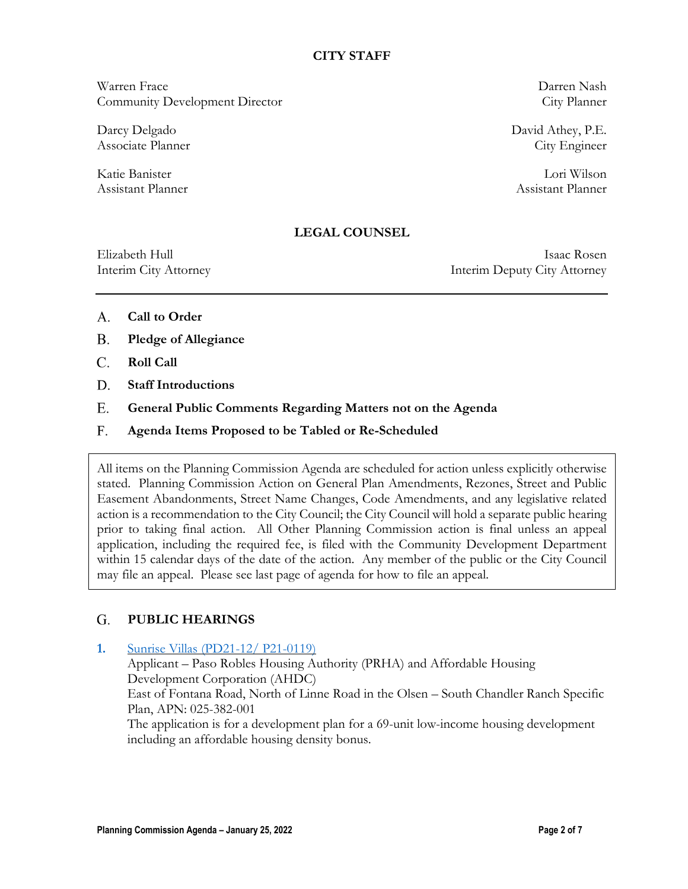## CITY STAFF

Warren Frace
Community Development Director

Darren Nash
City Planner

Darcy Delgado
Associate Planner

David Athey, P.E.
City Engineer

Katie Banister
Assistant Planner

Lori Wilson
Assistant Planner

## LEGAL COUNSEL

Elizabeth Hull
Interim City Attorney

Isaac Rosen
Interim Deputy City Attorney

---

A. **Call to Order**

B. **Pledge of Allegiance**

C. **Roll Call**

D. **Staff Introductions**

E. **General Public Comments Regarding Matters not on the Agenda**

F. **Agenda Items Proposed to be Tabled or Re-Scheduled**

> All items on the Planning Commission Agenda are scheduled for action unless explicitly otherwise stated. Planning Commission Action on General Plan Amendments, Rezones, Street and Public Easement Abandonments, Street Name Changes, Code Amendments, and any legislative related action is a recommendation to the City Council; the City Council will hold a separate public hearing prior to taking final action. All Other Planning Commission action is final unless an appeal application, including the required fee, is filed with the Community Development Department within 15 calendar days of the date of the action. Any member of the public or the City Council may file an appeal. Please see last page of agenda for how to file an appeal.

## G. PUBLIC HEARINGS

**1.** Sunrise Villas (PD21-12/ P21-0119)
Applicant – Paso Robles Housing Authority (PRHA) and Affordable Housing Development Corporation (AHDC)
East of Fontana Road, North of Linne Road in the Olsen – South Chandler Ranch Specific Plan, APN: 025-382-001
The application is for a development plan for a 69-unit low-income housing development including an affordable housing density bonus.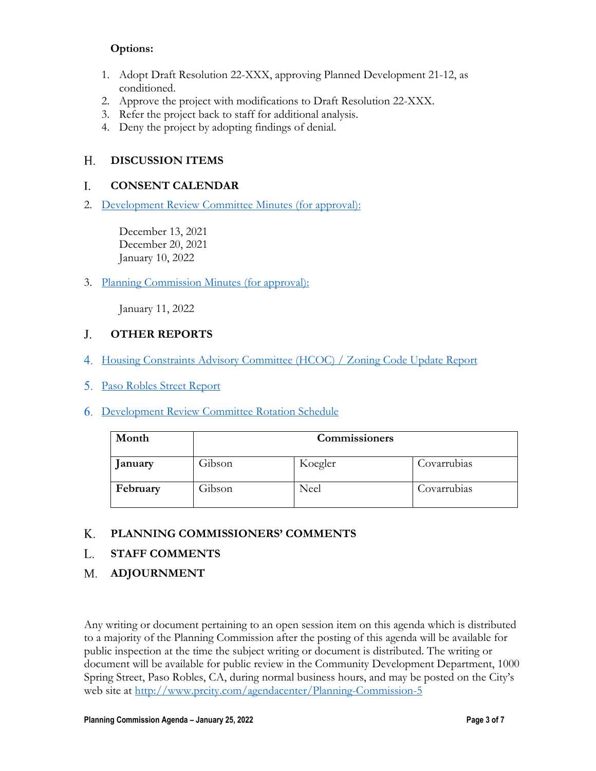**Options:**

1. Adopt Draft Resolution 22-XXX, approving Planned Development 21-12, as conditioned.
2. Approve the project with modifications to Draft Resolution 22-XXX.
3. Refer the project back to staff for additional analysis.
4. Deny the project by adopting findings of denial.

## H. DISCUSSION ITEMS

## I. CONSENT CALENDAR

2. Development Review Committee Minutes (for approval):

   December 13, 2021
   December 20, 2021
   January 10, 2022

3. Planning Commission Minutes (for approval):

   January 11, 2022

## J. OTHER REPORTS

4. Housing Constraints Advisory Committee (HCOC) / Zoning Code Update Report

5. Paso Robles Street Report

6. Development Review Committee Rotation Schedule

| Month | Commissioners | | |
|---|---|---|---|
| **January** | Gibson | Koegler | Covarrubias |
| **February** | Gibson | Neel | Covarrubias |

## K. PLANNING COMMISSIONERS' COMMENTS

## L. STAFF COMMENTS

## M. ADJOURNMENT

Any writing or document pertaining to an open session item on this agenda which is distributed to a majority of the Planning Commission after the posting of this agenda will be available for public inspection at the time the subject writing or document is distributed. The writing or document will be available for public review in the Community Development Department, 1000 Spring Street, Paso Robles, CA, during normal business hours, and may be posted on the City's web site at http://www.prcity.com/agendacenter/Planning-Commission-5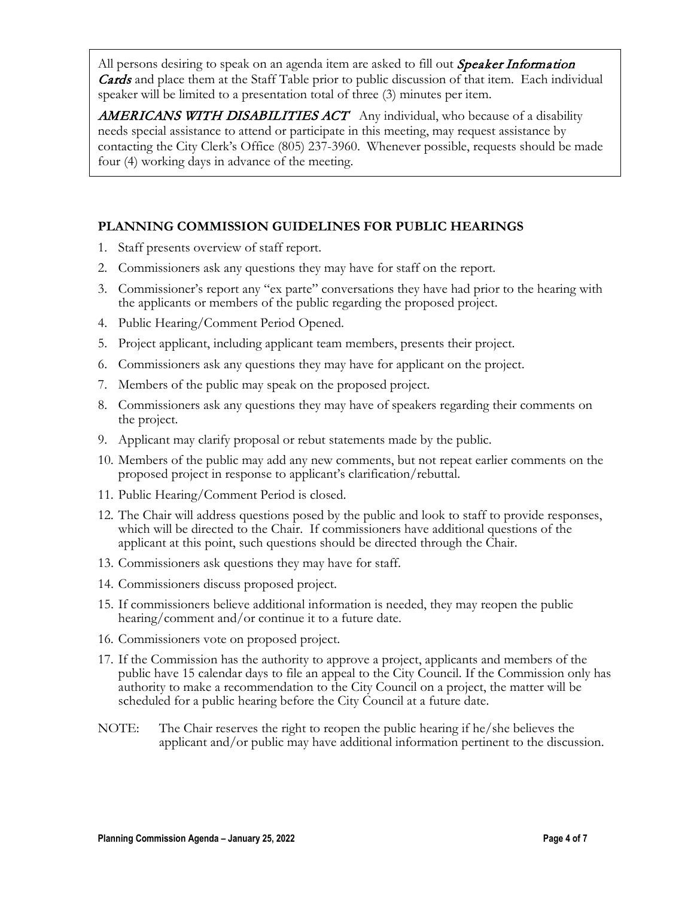All persons desiring to speak on an agenda item are asked to fill out ***Speaker Information Cards*** and place them at the Staff Table prior to public discussion of that item. Each individual speaker will be limited to a presentation total of three (3) minutes per item.

***AMERICANS WITH DISABILITIES ACT*** Any individual, who because of a disability needs special assistance to attend or participate in this meeting, may request assistance by contacting the City Clerk's Office (805) 237-3960. Whenever possible, requests should be made four (4) working days in advance of the meeting.

## PLANNING COMMISSION GUIDELINES FOR PUBLIC HEARINGS

1. Staff presents overview of staff report.
2. Commissioners ask any questions they may have for staff on the report.
3. Commissioner's report any "ex parte" conversations they have had prior to the hearing with the applicants or members of the public regarding the proposed project.
4. Public Hearing/Comment Period Opened.
5. Project applicant, including applicant team members, presents their project.
6. Commissioners ask any questions they may have for applicant on the project.
7. Members of the public may speak on the proposed project.
8. Commissioners ask any questions they may have of speakers regarding their comments on the project.
9. Applicant may clarify proposal or rebut statements made by the public.
10. Members of the public may add any new comments, but not repeat earlier comments on the proposed project in response to applicant's clarification/rebuttal.
11. Public Hearing/Comment Period is closed.
12. The Chair will address questions posed by the public and look to staff to provide responses, which will be directed to the Chair. If commissioners have additional questions of the applicant at this point, such questions should be directed through the Chair.
13. Commissioners ask questions they may have for staff.
14. Commissioners discuss proposed project.
15. If commissioners believe additional information is needed, they may reopen the public hearing/comment and/or continue it to a future date.
16. Commissioners vote on proposed project.
17. If the Commission has the authority to approve a project, applicants and members of the public have 15 calendar days to file an appeal to the City Council. If the Commission only has authority to make a recommendation to the City Council on a project, the matter will be scheduled for a public hearing before the City Council at a future date.

NOTE: The Chair reserves the right to reopen the public hearing if he/she believes the applicant and/or public may have additional information pertinent to the discussion.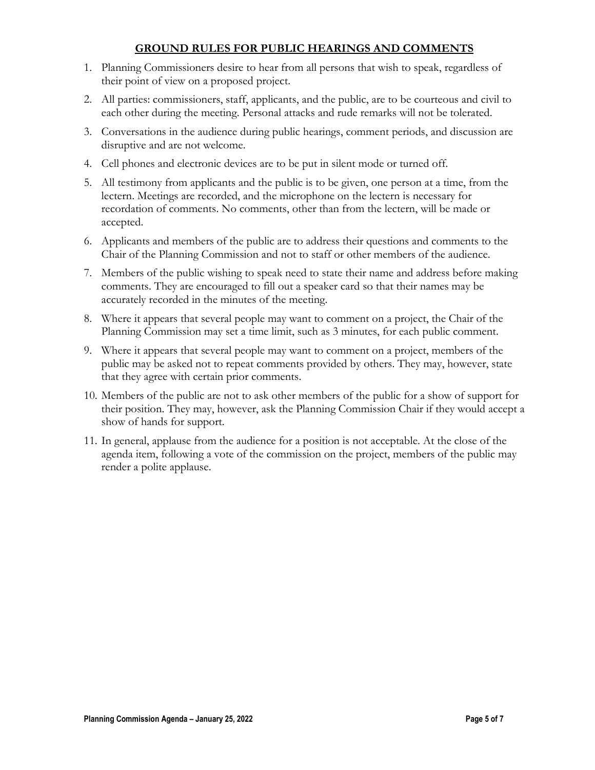## GROUND RULES FOR PUBLIC HEARINGS AND COMMENTS

1. Planning Commissioners desire to hear from all persons that wish to speak, regardless of their point of view on a proposed project.
2. All parties: commissioners, staff, applicants, and the public, are to be courteous and civil to each other during the meeting. Personal attacks and rude remarks will not be tolerated.
3. Conversations in the audience during public hearings, comment periods, and discussion are disruptive and are not welcome.
4. Cell phones and electronic devices are to be put in silent mode or turned off.
5. All testimony from applicants and the public is to be given, one person at a time, from the lectern. Meetings are recorded, and the microphone on the lectern is necessary for recordation of comments. No comments, other than from the lectern, will be made or accepted.
6. Applicants and members of the public are to address their questions and comments to the Chair of the Planning Commission and not to staff or other members of the audience.
7. Members of the public wishing to speak need to state their name and address before making comments. They are encouraged to fill out a speaker card so that their names may be accurately recorded in the minutes of the meeting.
8. Where it appears that several people may want to comment on a project, the Chair of the Planning Commission may set a time limit, such as 3 minutes, for each public comment.
9. Where it appears that several people may want to comment on a project, members of the public may be asked not to repeat comments provided by others. They may, however, state that they agree with certain prior comments.
10. Members of the public are not to ask other members of the public for a show of support for their position. They may, however, ask the Planning Commission Chair if they would accept a show of hands for support.
11. In general, applause from the audience for a position is not acceptable. At the close of the agenda item, following a vote of the commission on the project, members of the public may render a polite applause.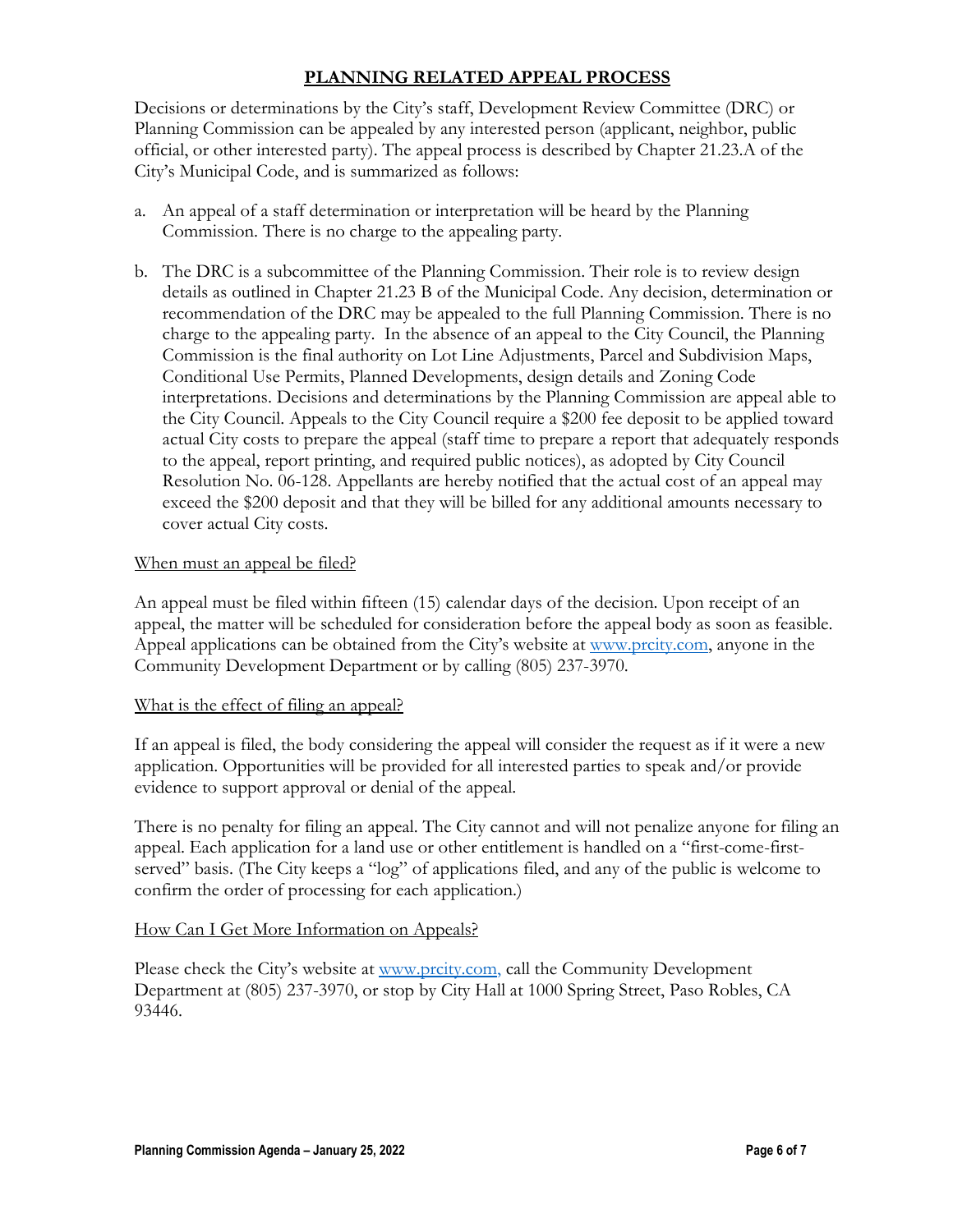# PLANNING RELATED APPEAL PROCESS

Decisions or determinations by the City's staff, Development Review Committee (DRC) or Planning Commission can be appealed by any interested person (applicant, neighbor, public official, or other interested party). The appeal process is described by Chapter 21.23.A of the City's Municipal Code, and is summarized as follows:

a. An appeal of a staff determination or interpretation will be heard by the Planning Commission. There is no charge to the appealing party.

b. The DRC is a subcommittee of the Planning Commission. Their role is to review design details as outlined in Chapter 21.23 B of the Municipal Code. Any decision, determination or recommendation of the DRC may be appealed to the full Planning Commission. There is no charge to the appealing party. In the absence of an appeal to the City Council, the Planning Commission is the final authority on Lot Line Adjustments, Parcel and Subdivision Maps, Conditional Use Permits, Planned Developments, design details and Zoning Code interpretations. Decisions and determinations by the Planning Commission are appeal able to the City Council. Appeals to the City Council require a $200 fee deposit to be applied toward actual City costs to prepare the appeal (staff time to prepare a report that adequately responds to the appeal, report printing, and required public notices), as adopted by City Council Resolution No. 06-128. Appellants are hereby notified that the actual cost of an appeal may exceed the $200 deposit and that they will be billed for any additional amounts necessary to cover actual City costs.

<u>When must an appeal be filed?</u>

An appeal must be filed within fifteen (15) calendar days of the decision. Upon receipt of an appeal, the matter will be scheduled for consideration before the appeal body as soon as feasible. Appeal applications can be obtained from the City's website at [www.prcity.com](http://www.prcity.com), anyone in the Community Development Department or by calling (805) 237-3970.

<u>What is the effect of filing an appeal?</u>

If an appeal is filed, the body considering the appeal will consider the request as if it were a new application. Opportunities will be provided for all interested parties to speak and/or provide evidence to support approval or denial of the appeal.

There is no penalty for filing an appeal. The City cannot and will not penalize anyone for filing an appeal. Each application for a land use or other entitlement is handled on a "first-come-first-served" basis. (The City keeps a "log" of applications filed, and any of the public is welcome to confirm the order of processing for each application.)

<u>How Can I Get More Information on Appeals?</u>

Please check the City's website at [www.prcity.com,](http://www.prcity.com) call the Community Development Department at (805) 237-3970, or stop by City Hall at 1000 Spring Street, Paso Robles, CA 93446.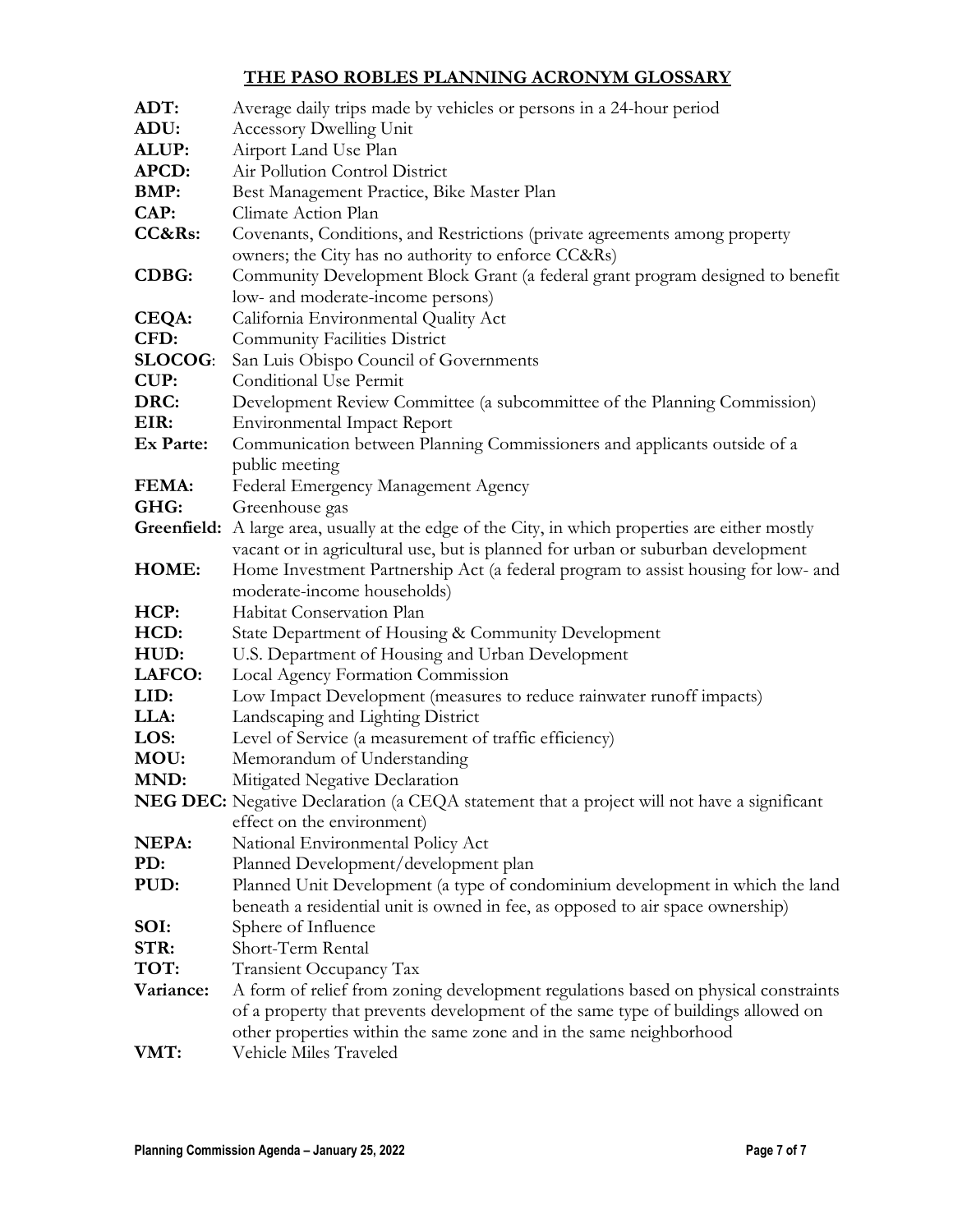## THE PASO ROBLES PLANNING ACRONYM GLOSSARY

**ADT:** Average daily trips made by vehicles or persons in a 24-hour period

**ADU:** Accessory Dwelling Unit

**ALUP:** Airport Land Use Plan

**APCD:** Air Pollution Control District

**BMP:** Best Management Practice, Bike Master Plan

**CAP:** Climate Action Plan

**CC&Rs:** Covenants, Conditions, and Restrictions (private agreements among property owners; the City has no authority to enforce CC&Rs)

**CDBG:** Community Development Block Grant (a federal grant program designed to benefit low- and moderate-income persons)

**CEQA:** California Environmental Quality Act

**CFD:** Community Facilities District

**SLOCOG:** San Luis Obispo Council of Governments

**CUP:** Conditional Use Permit

**DRC:** Development Review Committee (a subcommittee of the Planning Commission)

**EIR:** Environmental Impact Report

**Ex Parte:** Communication between Planning Commissioners and applicants outside of a public meeting

**FEMA:** Federal Emergency Management Agency

**GHG:** Greenhouse gas

**Greenfield:** A large area, usually at the edge of the City, in which properties are either mostly vacant or in agricultural use, but is planned for urban or suburban development

**HOME:** Home Investment Partnership Act (a federal program to assist housing for low- and moderate-income households)

**HCP:** Habitat Conservation Plan

**HCD:** State Department of Housing & Community Development

**HUD:** U.S. Department of Housing and Urban Development

**LAFCO:** Local Agency Formation Commission

**LID:** Low Impact Development (measures to reduce rainwater runoff impacts)

**LLA:** Landscaping and Lighting District

**LOS:** Level of Service (a measurement of traffic efficiency)

**MOU:** Memorandum of Understanding

**MND:** Mitigated Negative Declaration

**NEG DEC:** Negative Declaration (a CEQA statement that a project will not have a significant effect on the environment)

**NEPA:** National Environmental Policy Act

**PD:** Planned Development/development plan

**PUD:** Planned Unit Development (a type of condominium development in which the land beneath a residential unit is owned in fee, as opposed to air space ownership)

**SOI:** Sphere of Influence

**STR:** Short-Term Rental

**TOT:** Transient Occupancy Tax

**Variance:** A form of relief from zoning development regulations based on physical constraints of a property that prevents development of the same type of buildings allowed on other properties within the same zone and in the same neighborhood

**VMT:** Vehicle Miles Traveled